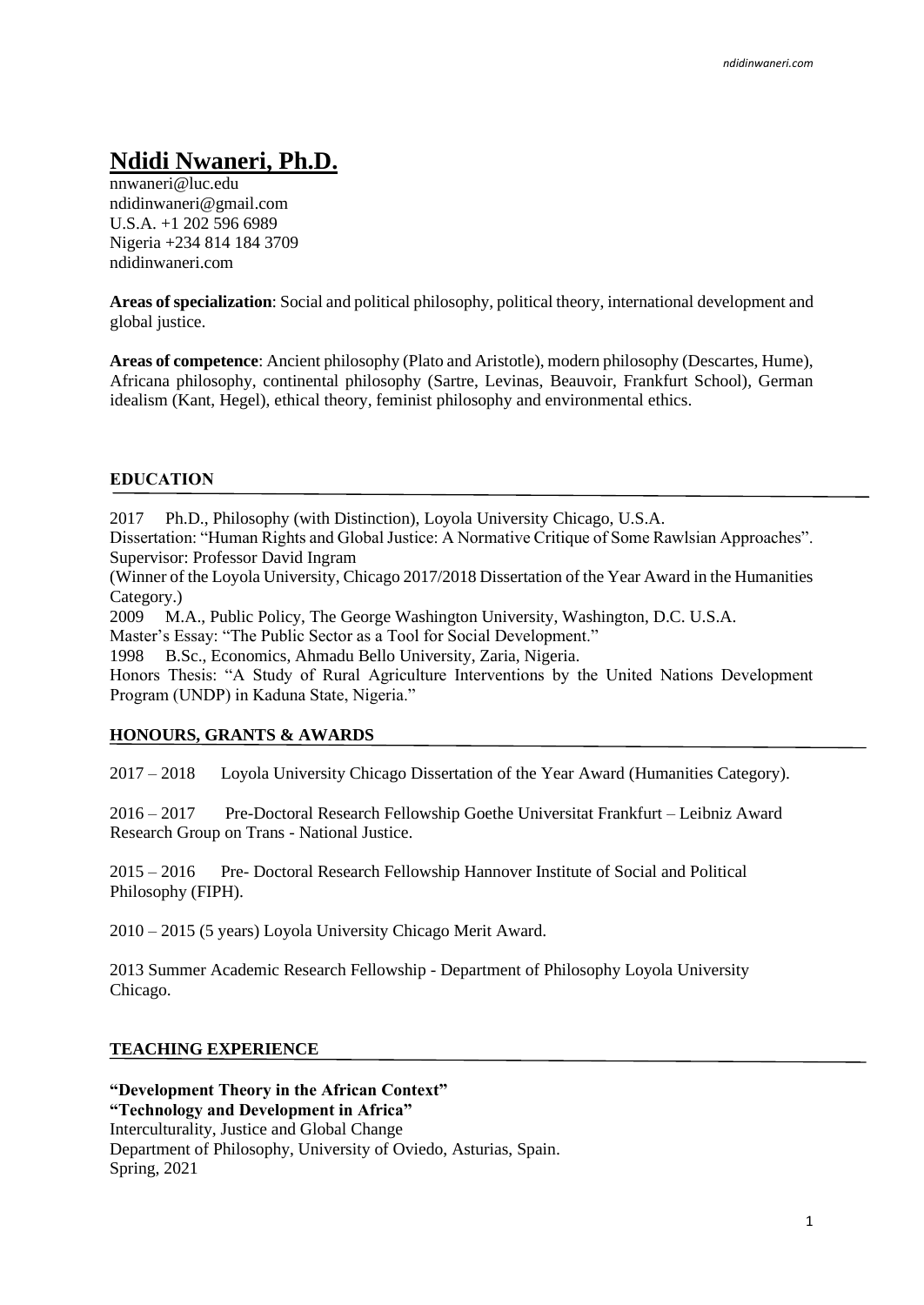# Ndidi Nwaneri, Ph.D.

nnwaneri@luc.edu
ndidinwaneri@gmail.com
U.S.A. +1 202 596 6989
Nigeria +234 814 184 3709
ndidinwaneri.com

**Areas of specialization**: Social and political philosophy, political theory, international development and global justice.

**Areas of competence**: Ancient philosophy (Plato and Aristotle), modern philosophy (Descartes, Hume), Africana philosophy, continental philosophy (Sartre, Levinas, Beauvoir, Frankfurt School), German idealism (Kant, Hegel), ethical theory, feminist philosophy and environmental ethics.

## EDUCATION

2017 Ph.D., Philosophy (with Distinction), Loyola University Chicago, U.S.A.
Dissertation: "Human Rights and Global Justice: A Normative Critique of Some Rawlsian Approaches".
Supervisor: Professor David Ingram
(Winner of the Loyola University, Chicago 2017/2018 Dissertation of the Year Award in the Humanities Category.)
2009 M.A., Public Policy, The George Washington University, Washington, D.C. U.S.A.
Master's Essay: "The Public Sector as a Tool for Social Development."
1998 B.Sc., Economics, Ahmadu Bello University, Zaria, Nigeria.
Honors Thesis: "A Study of Rural Agriculture Interventions by the United Nations Development Program (UNDP) in Kaduna State, Nigeria."

## HONOURS, GRANTS & AWARDS

2017 – 2018 Loyola University Chicago Dissertation of the Year Award (Humanities Category).

2016 – 2017 Pre-Doctoral Research Fellowship Goethe Universitat Frankfurt – Leibniz Award Research Group on Trans - National Justice.

2015 – 2016 Pre- Doctoral Research Fellowship Hannover Institute of Social and Political Philosophy (FIPH).

2010 – 2015 (5 years) Loyola University Chicago Merit Award.

2013 Summer Academic Research Fellowship - Department of Philosophy Loyola University Chicago.

## TEACHING EXPERIENCE

**"Development Theory in the African Context"**
**"Technology and Development in Africa"**
Interculturality, Justice and Global Change
Department of Philosophy, University of Oviedo, Asturias, Spain.
Spring, 2021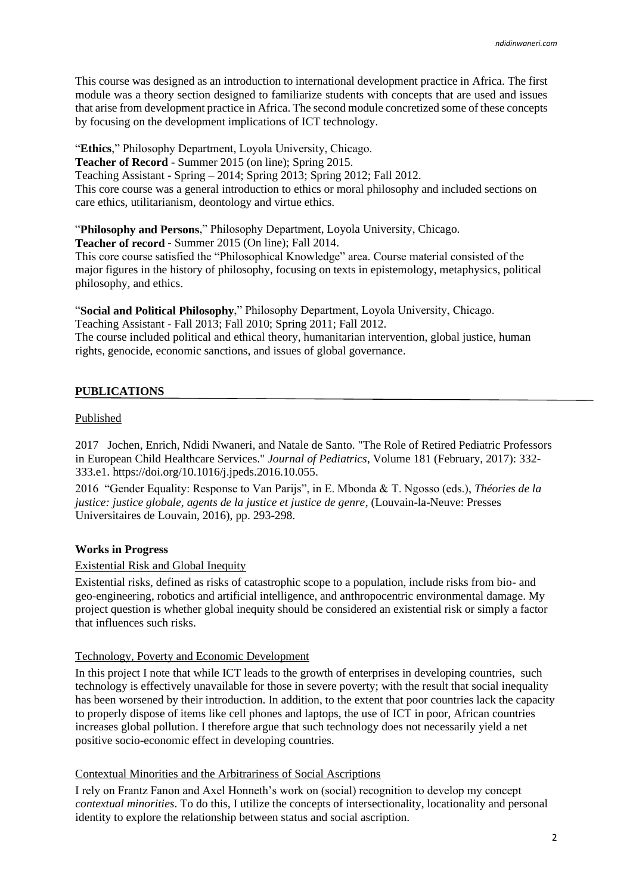This course was designed as an introduction to international development practice in Africa. The first module was a theory section designed to familiarize students with concepts that are used and issues that arise from development practice in Africa. The second module concretized some of these concepts by focusing on the development implications of ICT technology.

"**Ethics**," Philosophy Department, Loyola University, Chicago.
**Teacher of Record** - Summer 2015 (on line); Spring 2015.
Teaching Assistant - Spring – 2014; Spring 2013; Spring 2012; Fall 2012.
This core course was a general introduction to ethics or moral philosophy and included sections on care ethics, utilitarianism, deontology and virtue ethics.

"**Philosophy and Persons**," Philosophy Department, Loyola University, Chicago.
**Teacher of record** - Summer 2015 (On line); Fall 2014.
This core course satisfied the "Philosophical Knowledge" area. Course material consisted of the major figures in the history of philosophy, focusing on texts in epistemology, metaphysics, political philosophy, and ethics.

"**Social and Political Philosophy**," Philosophy Department, Loyola University, Chicago.
Teaching Assistant - Fall 2013; Fall 2010; Spring 2011; Fall 2012.
The course included political and ethical theory, humanitarian intervention, global justice, human rights, genocide, economic sanctions, and issues of global governance.

## PUBLICATIONS

Published

2017 Jochen, Enrich, Ndidi Nwaneri, and Natale de Santo. "The Role of Retired Pediatric Professors in European Child Healthcare Services." *Journal of Pediatrics*, Volume 181 (February, 2017): 332-333.e1. https://doi.org/10.1016/j.jpeds.2016.10.055.

2016 "Gender Equality: Response to Van Parijs", in E. Mbonda & T. Ngosso (eds.), *Théories de la justice: justice globale, agents de la justice et justice de genre*, (Louvain-la-Neuve: Presses Universitaires de Louvain, 2016), pp. 293-298.

### Works in Progress

Existential Risk and Global Inequity

Existential risks, defined as risks of catastrophic scope to a population, include risks from bio- and geo-engineering, robotics and artificial intelligence, and anthropocentric environmental damage. My project question is whether global inequity should be considered an existential risk or simply a factor that influences such risks.

Technology, Poverty and Economic Development

In this project I note that while ICT leads to the growth of enterprises in developing countries, such technology is effectively unavailable for those in severe poverty; with the result that social inequality has been worsened by their introduction. In addition, to the extent that poor countries lack the capacity to properly dispose of items like cell phones and laptops, the use of ICT in poor, African countries increases global pollution. I therefore argue that such technology does not necessarily yield a net positive socio-economic effect in developing countries.

Contextual Minorities and the Arbitrariness of Social Ascriptions

I rely on Frantz Fanon and Axel Honneth's work on (social) recognition to develop my concept *contextual minorities*. To do this, I utilize the concepts of intersectionality, locationality and personal identity to explore the relationship between status and social ascription.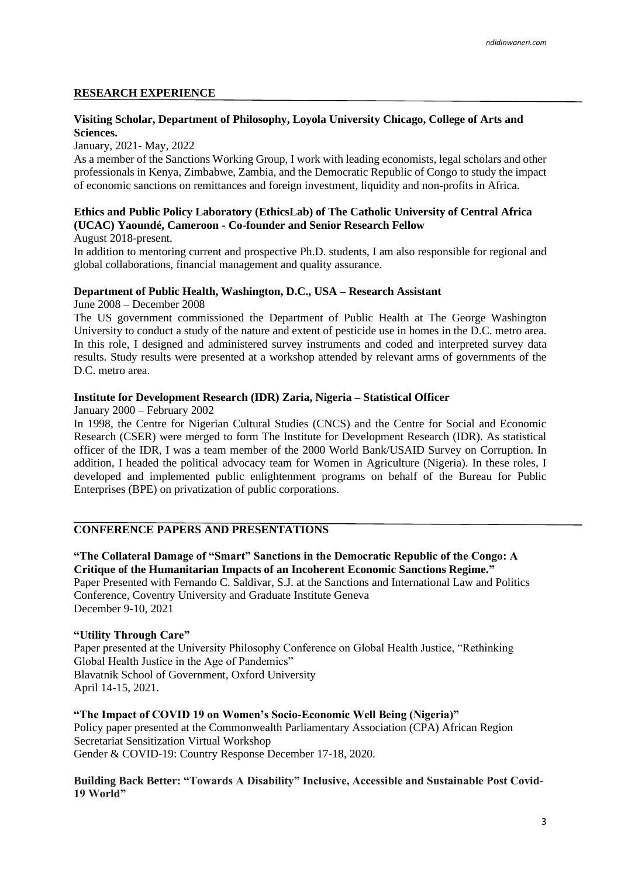## RESEARCH EXPERIENCE

**Visiting Scholar, Department of Philosophy, Loyola University Chicago, College of Arts and Sciences.**

January, 2021- May, 2022

As a member of the Sanctions Working Group, I work with leading economists, legal scholars and other professionals in Kenya, Zimbabwe, Zambia, and the Democratic Republic of Congo to study the impact of economic sanctions on remittances and foreign investment, liquidity and non-profits in Africa.

**Ethics and Public Policy Laboratory (EthicsLab) of The Catholic University of Central Africa (UCAC) Yaoundé, Cameroon - Co-founder and Senior Research Fellow**

August 2018-present.

In addition to mentoring current and prospective Ph.D. students, I am also responsible for regional and global collaborations, financial management and quality assurance.

**Department of Public Health, Washington, D.C., USA – Research Assistant**

June 2008 – December 2008

The US government commissioned the Department of Public Health at The George Washington University to conduct a study of the nature and extent of pesticide use in homes in the D.C. metro area. In this role, I designed and administered survey instruments and coded and interpreted survey data results. Study results were presented at a workshop attended by relevant arms of governments of the D.C. metro area.

**Institute for Development Research (IDR) Zaria, Nigeria – Statistical Officer**

January 2000 – February 2002

In 1998, the Centre for Nigerian Cultural Studies (CNCS) and the Centre for Social and Economic Research (CSER) were merged to form The Institute for Development Research (IDR). As statistical officer of the IDR, I was a team member of the 2000 World Bank/USAID Survey on Corruption. In addition, I headed the political advocacy team for Women in Agriculture (Nigeria). In these roles, I developed and implemented public enlightenment programs on behalf of the Bureau for Public Enterprises (BPE) on privatization of public corporations.

## CONFERENCE PAPERS AND PRESENTATIONS

**"The Collateral Damage of "Smart" Sanctions in the Democratic Republic of the Congo: A Critique of the Humanitarian Impacts of an Incoherent Economic Sanctions Regime."**

Paper Presented with Fernando C. Saldivar, S.J. at the Sanctions and International Law and Politics Conference, Coventry University and Graduate Institute Geneva

December 9-10, 2021

**"Utility Through Care"**

Paper presented at the University Philosophy Conference on Global Health Justice, "Rethinking Global Health Justice in the Age of Pandemics"

Blavatnik School of Government, Oxford University

April 14-15, 2021.

**"The Impact of COVID 19 on Women's Socio-Economic Well Being (Nigeria)"**

Policy paper presented at the Commonwealth Parliamentary Association (CPA) African Region Secretariat Sensitization Virtual Workshop

Gender & COVID-19: Country Response December 17-18, 2020.

**Building Back Better: "Towards A Disability" Inclusive, Accessible and Sustainable Post Covid-19 World"**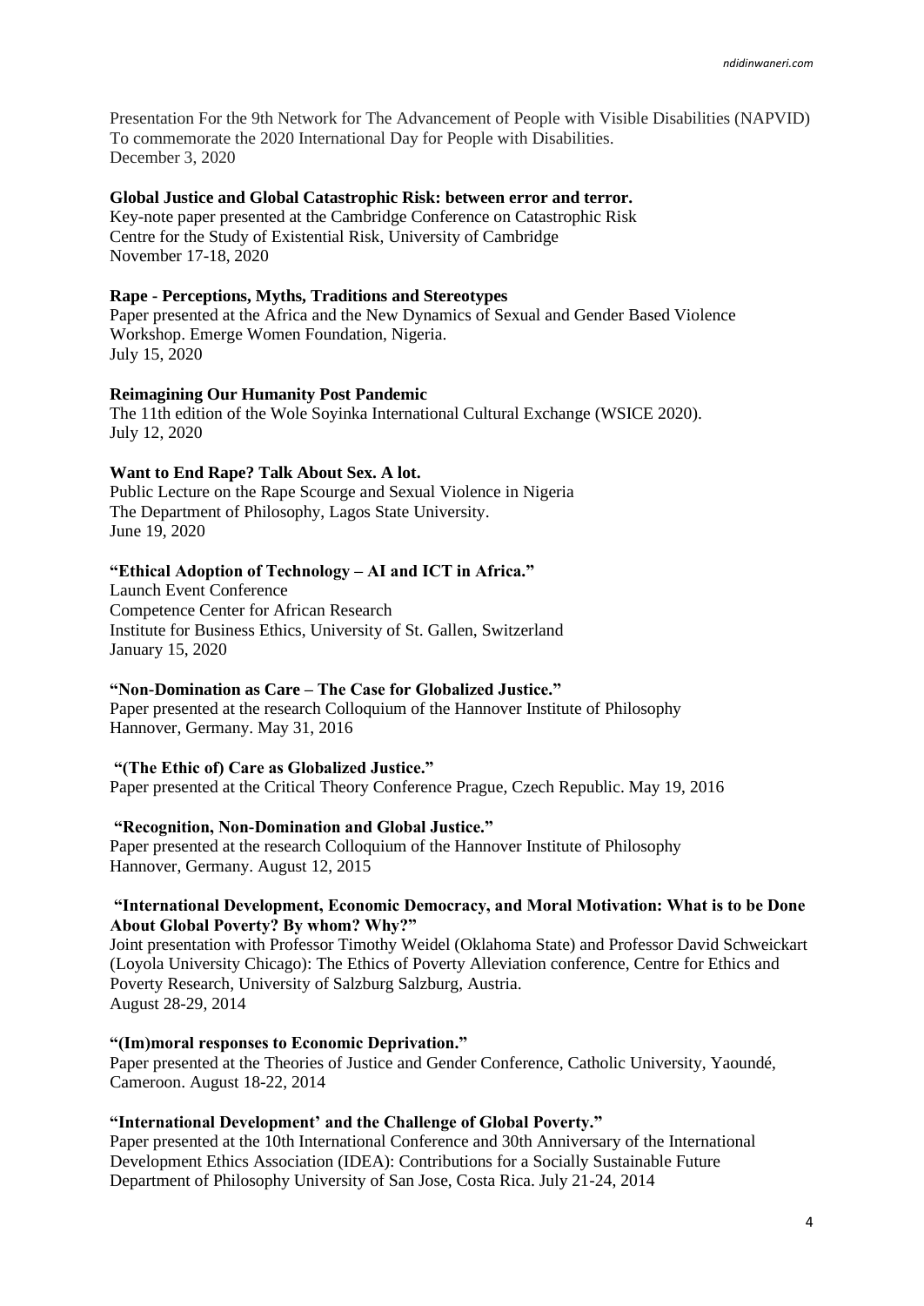Presentation For the 9th Network for The Advancement of People with Visible Disabilities (NAPVID)
To commemorate the 2020 International Day for People with Disabilities.
December 3, 2020

**Global Justice and Global Catastrophic Risk: between error and terror.**
Key-note paper presented at the Cambridge Conference on Catastrophic Risk
Centre for the Study of Existential Risk, University of Cambridge
November 17-18, 2020

**Rape - Perceptions, Myths, Traditions and Stereotypes**
Paper presented at the Africa and the New Dynamics of Sexual and Gender Based Violence Workshop. Emerge Women Foundation, Nigeria.
July 15, 2020

**Reimagining Our Humanity Post Pandemic**
The 11th edition of the Wole Soyinka International Cultural Exchange (WSICE 2020).
July 12, 2020

**Want to End Rape? Talk About Sex. A lot.**
Public Lecture on the Rape Scourge and Sexual Violence in Nigeria
The Department of Philosophy, Lagos State University.
June 19, 2020

**"Ethical Adoption of Technology – AI and ICT in Africa."**
Launch Event Conference
Competence Center for African Research
Institute for Business Ethics, University of St. Gallen, Switzerland
January 15, 2020

**"Non-Domination as Care – The Case for Globalized Justice."**
Paper presented at the research Colloquium of the Hannover Institute of Philosophy
Hannover, Germany. May 31, 2016

**"(The Ethic of) Care as Globalized Justice."**
Paper presented at the Critical Theory Conference Prague, Czech Republic. May 19, 2016

**"Recognition, Non-Domination and Global Justice."**
Paper presented at the research Colloquium of the Hannover Institute of Philosophy
Hannover, Germany. August 12, 2015

**"International Development, Economic Democracy, and Moral Motivation: What is to be Done About Global Poverty? By whom? Why?"**
Joint presentation with Professor Timothy Weidel (Oklahoma State) and Professor David Schweickart (Loyola University Chicago): The Ethics of Poverty Alleviation conference, Centre for Ethics and Poverty Research, University of Salzburg Salzburg, Austria.
August 28-29, 2014

**"(Im)moral responses to Economic Deprivation."**
Paper presented at the Theories of Justice and Gender Conference, Catholic University, Yaoundé, Cameroon. August 18-22, 2014

**"International Development' and the Challenge of Global Poverty."**
Paper presented at the 10th International Conference and 30th Anniversary of the International Development Ethics Association (IDEA): Contributions for a Socially Sustainable Future
Department of Philosophy University of San Jose, Costa Rica. July 21-24, 2014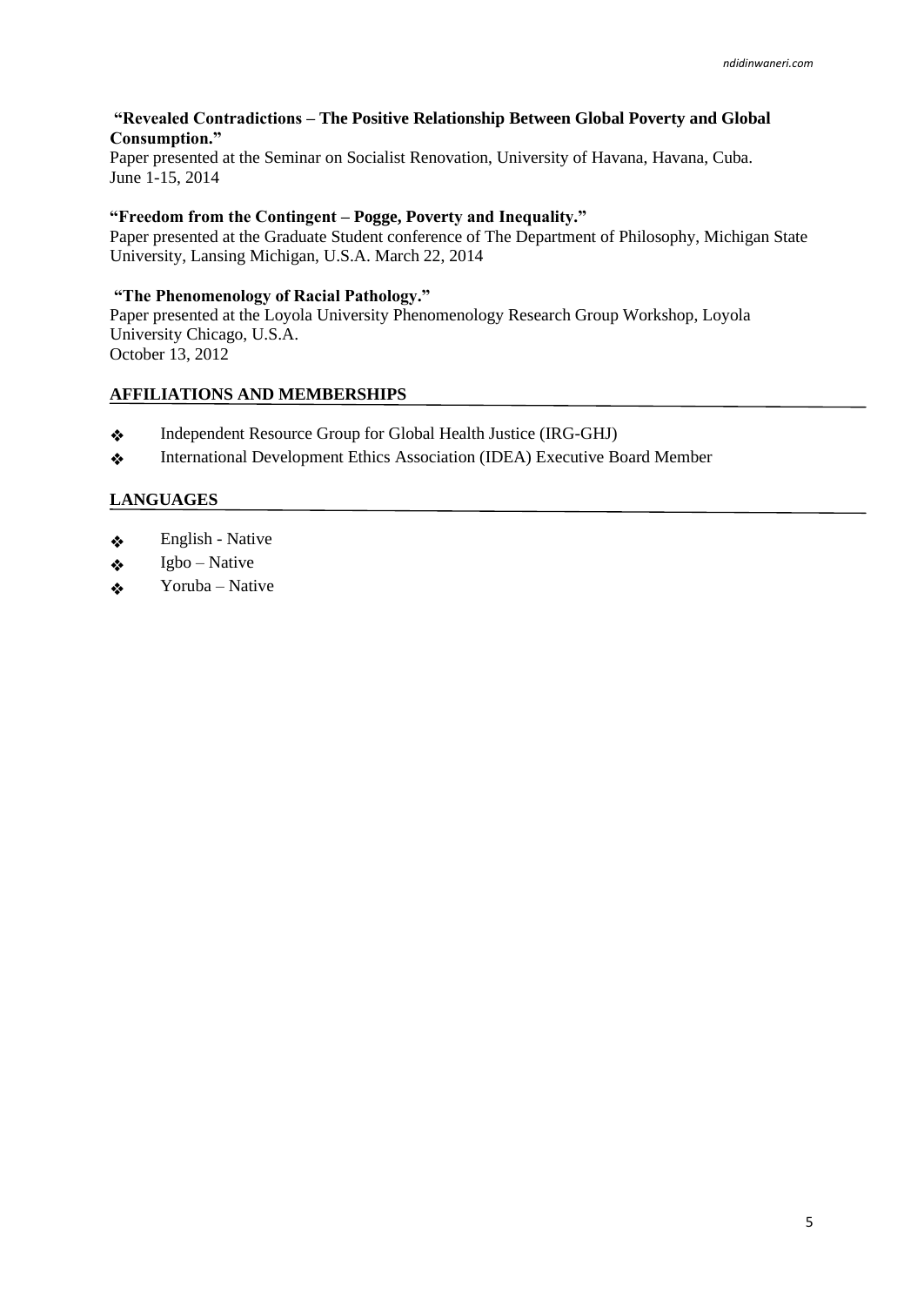**"Revealed Contradictions – The Positive Relationship Between Global Poverty and Global Consumption."**
Paper presented at the Seminar on Socialist Renovation, University of Havana, Havana, Cuba.
June 1-15, 2014

**"Freedom from the Contingent – Pogge, Poverty and Inequality."**
Paper presented at the Graduate Student conference of The Department of Philosophy, Michigan State University, Lansing Michigan, U.S.A. March 22, 2014

**"The Phenomenology of Racial Pathology."**
Paper presented at the Loyola University Phenomenology Research Group Workshop, Loyola University Chicago, U.S.A.
October 13, 2012

## AFFILIATIONS AND MEMBERSHIPS

- Independent Resource Group for Global Health Justice (IRG-GHJ)
- International Development Ethics Association (IDEA) Executive Board Member

## LANGUAGES

- English - Native
- Igbo – Native
- Yoruba – Native